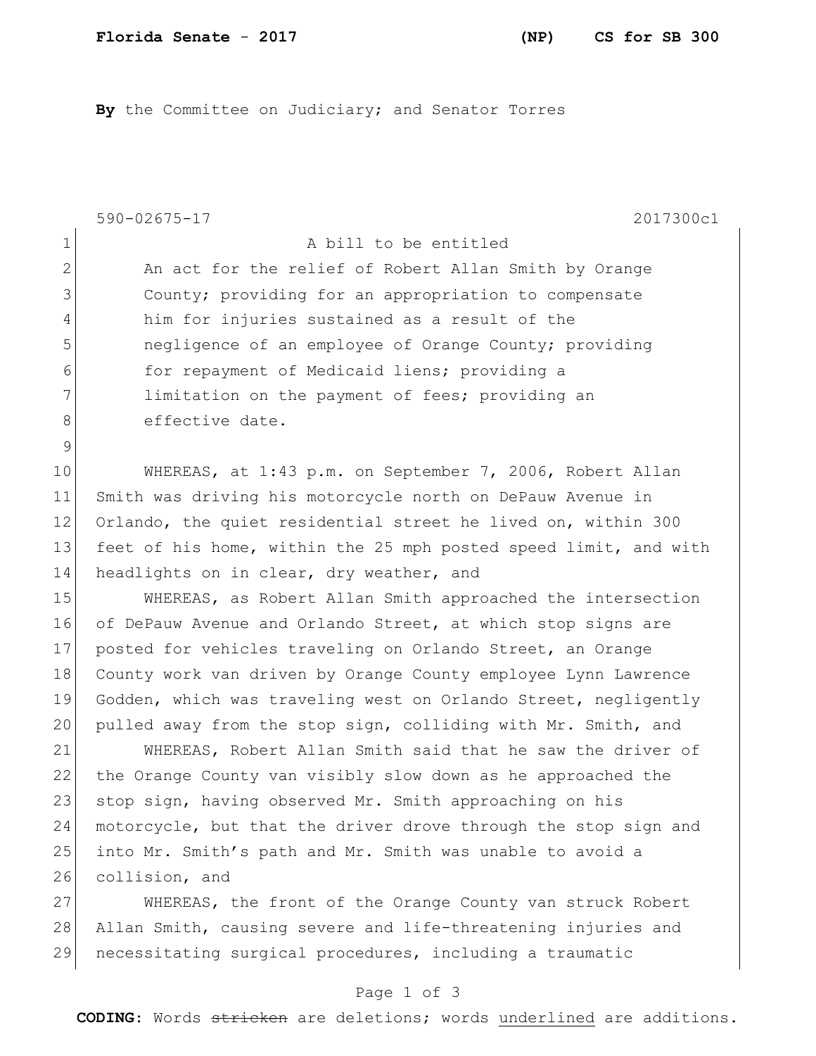**By** the Committee on Judiciary; and Senator Torres

590-02675-17 2017300c1

A bill to be entitled

An act for the relief of Robert Allan Smith by Orange County; providing for an appropriation to compensate him for injuries sustained as a result of the negligence of an employee of Orange County; providing for repayment of Medicaid liens; providing a limitation on the payment of fees; providing an effective date.

WHEREAS, at 1:43 p.m. on September 7, 2006, Robert Allan Smith was driving his motorcycle north on DePauw Avenue in Orlando, the quiet residential street he lived on, within 300 feet of his home, within the 25 mph posted speed limit, and with headlights on in clear, dry weather, and

WHEREAS, as Robert Allan Smith approached the intersection of DePauw Avenue and Orlando Street, at which stop signs are posted for vehicles traveling on Orlando Street, an Orange County work van driven by Orange County employee Lynn Lawrence Godden, which was traveling west on Orlando Street, negligently pulled away from the stop sign, colliding with Mr. Smith, and

WHEREAS, Robert Allan Smith said that he saw the driver of the Orange County van visibly slow down as he approached the stop sign, having observed Mr. Smith approaching on his motorcycle, but that the driver drove through the stop sign and into Mr. Smith's path and Mr. Smith was unable to avoid a collision, and

WHEREAS, the front of the Orange County van struck Robert Allan Smith, causing severe and life-threatening injuries and necessitating surgical procedures, including a traumatic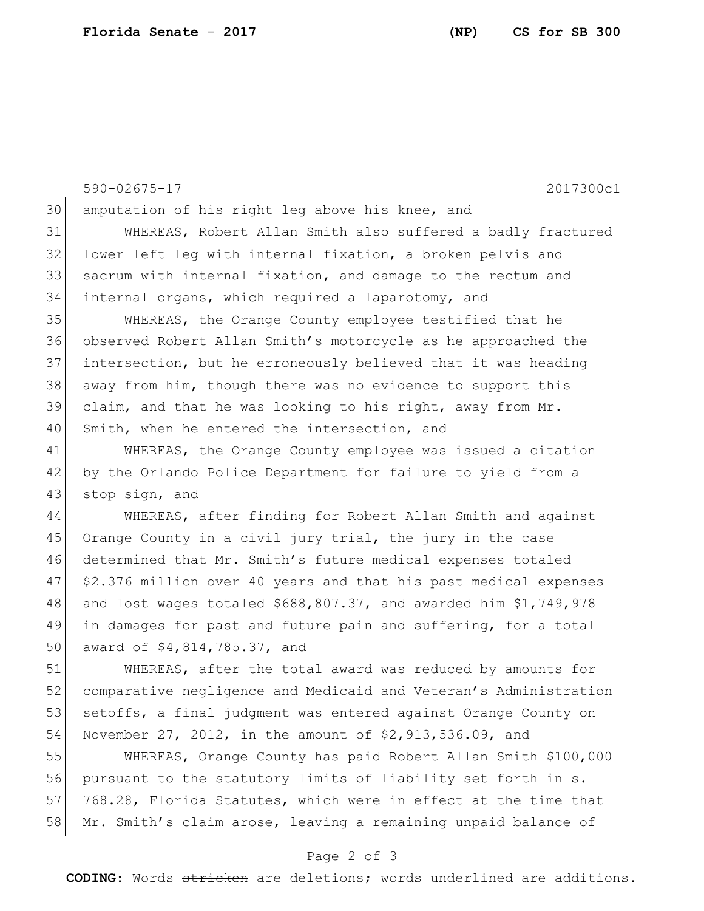amputation of his right leg above his knee, and

WHEREAS, Robert Allan Smith also suffered a badly fractured lower left leg with internal fixation, a broken pelvis and sacrum with internal fixation, and damage to the rectum and internal organs, which required a laparotomy, and

WHEREAS, the Orange County employee testified that he observed Robert Allan Smith's motorcycle as he approached the intersection, but he erroneously believed that it was heading away from him, though there was no evidence to support this claim, and that he was looking to his right, away from Mr. Smith, when he entered the intersection, and

WHEREAS, the Orange County employee was issued a citation by the Orlando Police Department for failure to yield from a stop sign, and

WHEREAS, after finding for Robert Allan Smith and against Orange County in a civil jury trial, the jury in the case determined that Mr. Smith's future medical expenses totaled $2.376 million over 40 years and that his past medical expenses and lost wages totaled $688,807.37, and awarded him $1,749,978 in damages for past and future pain and suffering, for a total award of $4,814,785.37, and

WHEREAS, after the total award was reduced by amounts for comparative negligence and Medicaid and Veteran's Administration setoffs, a final judgment was entered against Orange County on November 27, 2012, in the amount of $2,913,536.09, and

WHEREAS, Orange County has paid Robert Allan Smith $100,000 pursuant to the statutory limits of liability set forth in s. 768.28, Florida Statutes, which were in effect at the time that Mr. Smith's claim arose, leaving a remaining unpaid balance of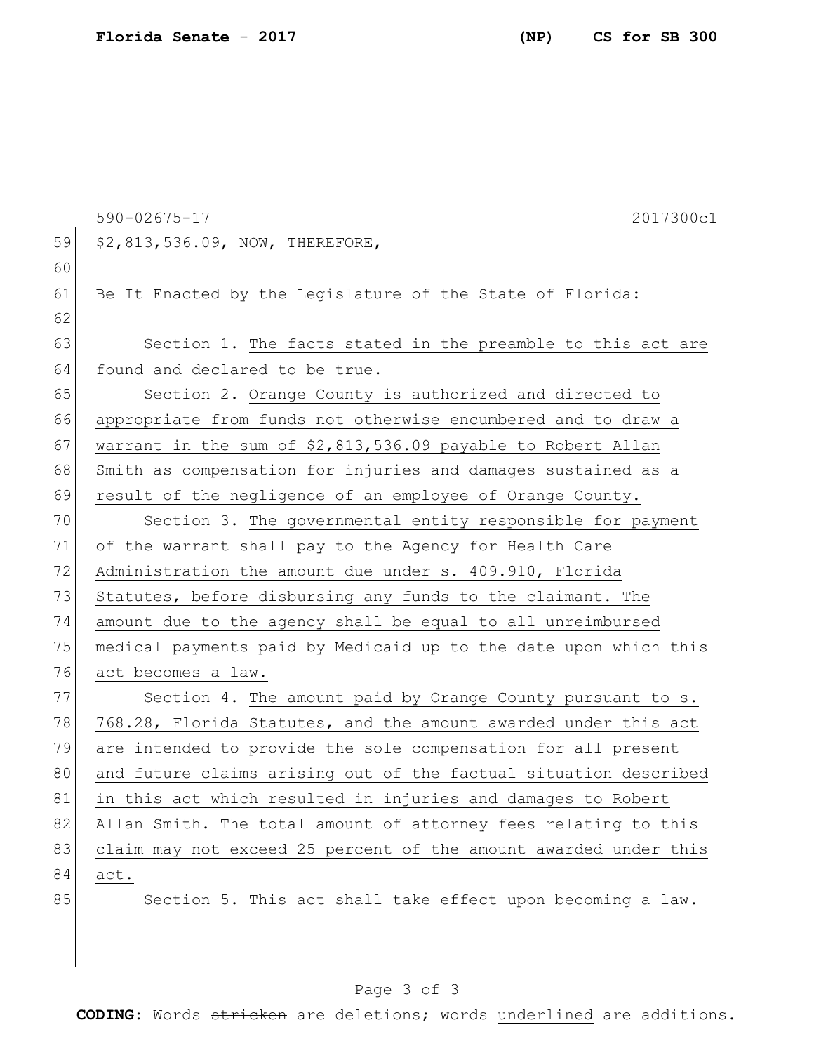$2,813,536.09, NOW, THEREFORE,

Be It Enacted by the Legislature of the State of Florida:

Section 1. The facts stated in the preamble to this act are found and declared to be true.

Section 2. Orange County is authorized and directed to appropriate from funds not otherwise encumbered and to draw a warrant in the sum of $2,813,536.09 payable to Robert Allan Smith as compensation for injuries and damages sustained as a result of the negligence of an employee of Orange County.

Section 3. The governmental entity responsible for payment of the warrant shall pay to the Agency for Health Care Administration the amount due under s. 409.910, Florida Statutes, before disbursing any funds to the claimant. The amount due to the agency shall be equal to all unreimbursed medical payments paid by Medicaid up to the date upon which this act becomes a law.

Section 4. The amount paid by Orange County pursuant to s. 768.28, Florida Statutes, and the amount awarded under this act are intended to provide the sole compensation for all present and future claims arising out of the factual situation described in this act which resulted in injuries and damages to Robert Allan Smith. The total amount of attorney fees relating to this claim may not exceed 25 percent of the amount awarded under this act.

Section 5. This act shall take effect upon becoming a law.

**CODING:** Words ~~stricken~~ are deletions; words underlined are additions.